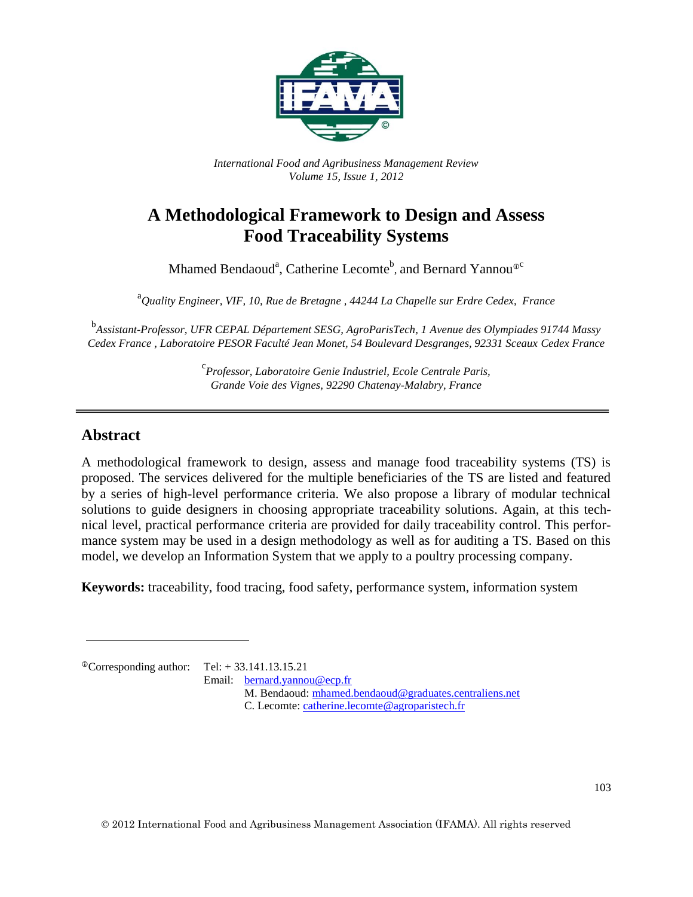*International Food and Agribusiness Management Review*
*Volume 15, Issue 1, 2012*

# A Methodological Framework to Design and Assess Food Traceability Systems

Mhamed Bendaoud[a], Catherine Lecomte[b], and Bernard Yannou[ⓡc]

[a]*Quality Engineer, VIF, 10, Rue de Bretagne , 44244 La Chapelle sur Erdre Cedex, France*

[b]*Assistant-Professor, UFR CEPAL Département SESG, AgroParisTech, 1 Avenue des Olympiades 91744 Massy Cedex France , Laboratoire PESOR Faculté Jean Monet, 54 Boulevard Desgranges, 92331 Sceaux Cedex France*

[c]*Professor, Laboratoire Genie Industriel, Ecole Centrale Paris, Grande Voie des Vignes, 92290 Chatenay-Malabry, France*

## Abstract

A methodological framework to design, assess and manage food traceability systems (TS) is proposed. The services delivered for the multiple beneficiaries of the TS are listed and featured by a series of high-level performance criteria. We also propose a library of modular technical solutions to guide designers in choosing appropriate traceability solutions. Again, at this technical level, practical performance criteria are provided for daily traceability control. This performance system may be used in a design methodology as well as for auditing a TS. Based on this model, we develop an Information System that we apply to a poultry processing company.

**Keywords:** traceability, food tracing, food safety, performance system, information system

---

ⓡCorresponding author: Tel: + 33.141.13.15.21
Email: bernard.yannou@ecp.fr
M. Bendaoud: mhamed.bendaoud@graduates.centraliens.net
C. Lecomte: catherine.lecomte@agroparistech.fr

© 2012 International Food and Agribusiness Management Association (IFAMA). All rights reserved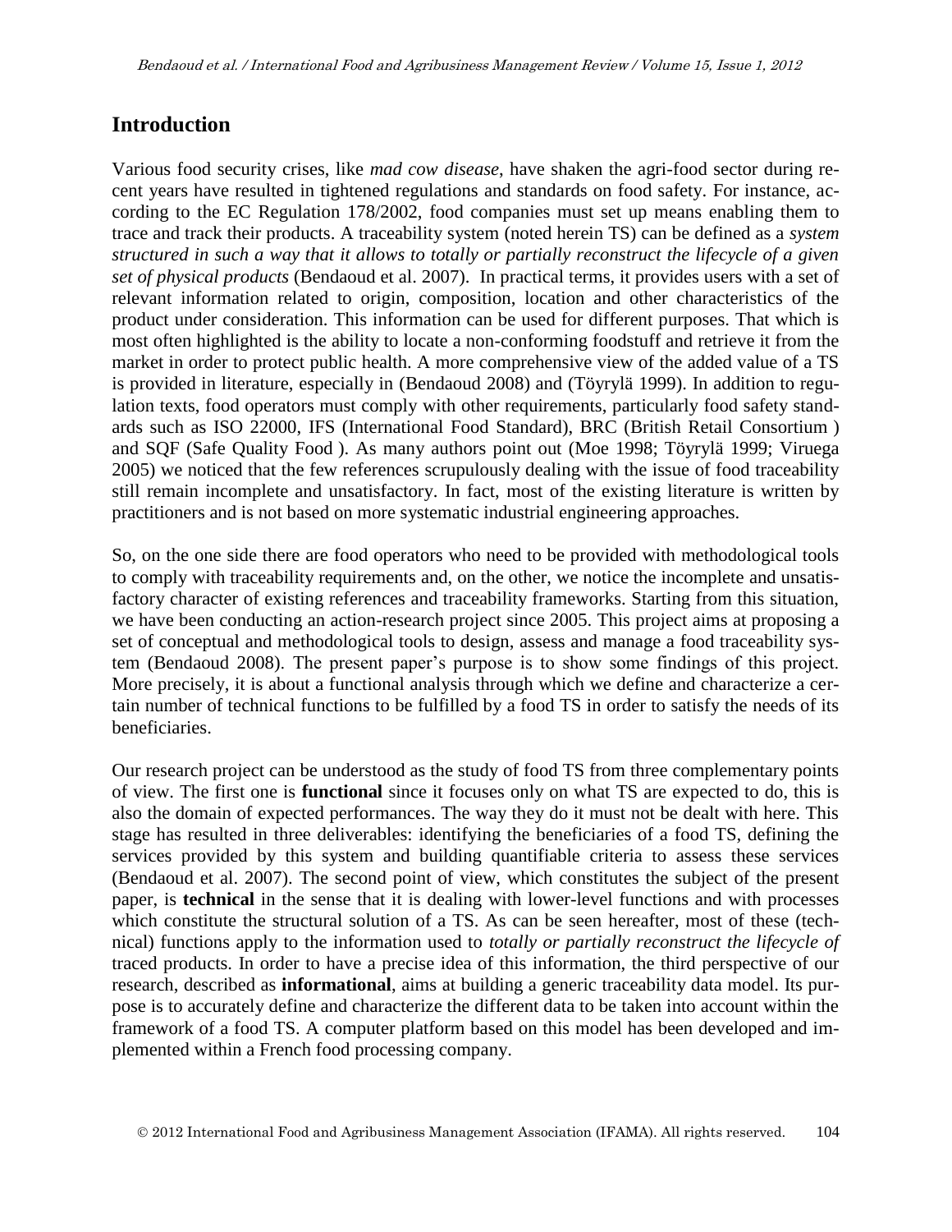## Introduction

Various food security crises, like *mad cow disease*, have shaken the agri-food sector during recent years have resulted in tightened regulations and standards on food safety. For instance, according to the EC Regulation 178/2002, food companies must set up means enabling them to trace and track their products. A traceability system (noted herein TS) can be defined as a *system structured in such a way that it allows to totally or partially reconstruct the lifecycle of a given set of physical products* (Bendaoud et al. 2007). In practical terms, it provides users with a set of relevant information related to origin, composition, location and other characteristics of the product under consideration. This information can be used for different purposes. That which is most often highlighted is the ability to locate a non-conforming foodstuff and retrieve it from the market in order to protect public health. A more comprehensive view of the added value of a TS is provided in literature, especially in (Bendaoud 2008) and (Töyrylä 1999). In addition to regulation texts, food operators must comply with other requirements, particularly food safety standards such as ISO 22000, IFS (International Food Standard), BRC (British Retail Consortium ) and SQF (Safe Quality Food ). As many authors point out (Moe 1998; Töyrylä 1999; Viruega 2005) we noticed that the few references scrupulously dealing with the issue of food traceability still remain incomplete and unsatisfactory. In fact, most of the existing literature is written by practitioners and is not based on more systematic industrial engineering approaches.

So, on the one side there are food operators who need to be provided with methodological tools to comply with traceability requirements and, on the other, we notice the incomplete and unsatisfactory character of existing references and traceability frameworks. Starting from this situation, we have been conducting an action-research project since 2005. This project aims at proposing a set of conceptual and methodological tools to design, assess and manage a food traceability system (Bendaoud 2008). The present paper's purpose is to show some findings of this project. More precisely, it is about a functional analysis through which we define and characterize a certain number of technical functions to be fulfilled by a food TS in order to satisfy the needs of its beneficiaries.

Our research project can be understood as the study of food TS from three complementary points of view. The first one is **functional** since it focuses only on what TS are expected to do, this is also the domain of expected performances. The way they do it must not be dealt with here. This stage has resulted in three deliverables: identifying the beneficiaries of a food TS, defining the services provided by this system and building quantifiable criteria to assess these services (Bendaoud et al. 2007). The second point of view, which constitutes the subject of the present paper, is **technical** in the sense that it is dealing with lower-level functions and with processes which constitute the structural solution of a TS. As can be seen hereafter, most of these (technical) functions apply to the information used to *totally or partially reconstruct the lifecycle of* traced products. In order to have a precise idea of this information, the third perspective of our research, described as **informational**, aims at building a generic traceability data model. Its purpose is to accurately define and characterize the different data to be taken into account within the framework of a food TS. A computer platform based on this model has been developed and implemented within a French food processing company.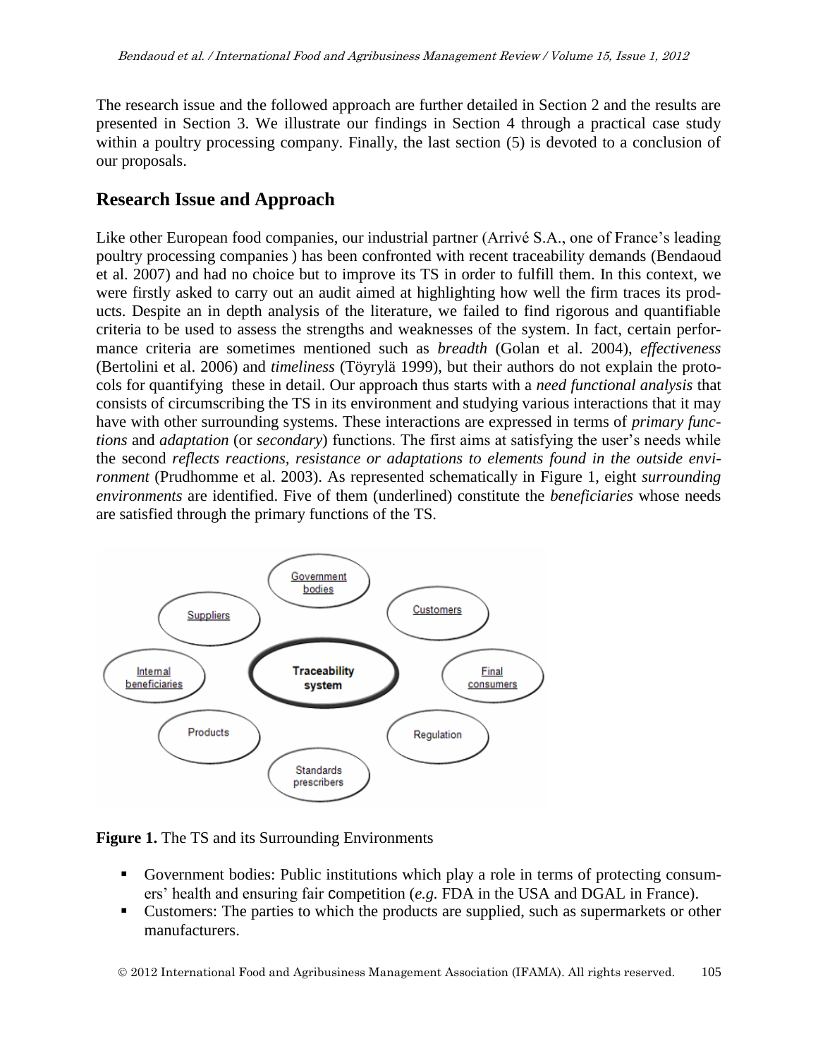The research issue and the followed approach are further detailed in Section 2 and the results are presented in Section 3. We illustrate our findings in Section 4 through a practical case study within a poultry processing company. Finally, the last section (5) is devoted to a conclusion of our proposals.

## Research Issue and Approach

Like other European food companies, our industrial partner (Arrivé S.A., one of France's leading poultry processing companies ) has been confronted with recent traceability demands (Bendaoud et al. 2007) and had no choice but to improve its TS in order to fulfill them. In this context, we were firstly asked to carry out an audit aimed at highlighting how well the firm traces its products. Despite an in depth analysis of the literature, we failed to find rigorous and quantifiable criteria to be used to assess the strengths and weaknesses of the system. In fact, certain performance criteria are sometimes mentioned such as *breadth* (Golan et al. 2004), *effectiveness* (Bertolini et al. 2006) and *timeliness* (Töyrylä 1999), but their authors do not explain the protocols for quantifying these in detail. Our approach thus starts with a *need functional analysis* that consists of circumscribing the TS in its environment and studying various interactions that it may have with other surrounding systems. These interactions are expressed in terms of *primary functions* and *adaptation* (or *secondary*) functions. The first aims at satisfying the user's needs while the second *reflects reactions, resistance or adaptations to elements found in the outside environment* (Prudhomme et al. 2003). As represented schematically in Figure 1, eight *surrounding environments* are identified. Five of them (underlined) constitute the *beneficiaries* whose needs are satisfied through the primary functions of the TS.

**Figure 1.** The TS and its Surrounding Environments

- Government bodies: Public institutions which play a role in terms of protecting consumers' health and ensuring fair competition (*e.g.* FDA in the USA and DGAL in France).
- Customers: The parties to which the products are supplied, such as supermarkets or other manufacturers.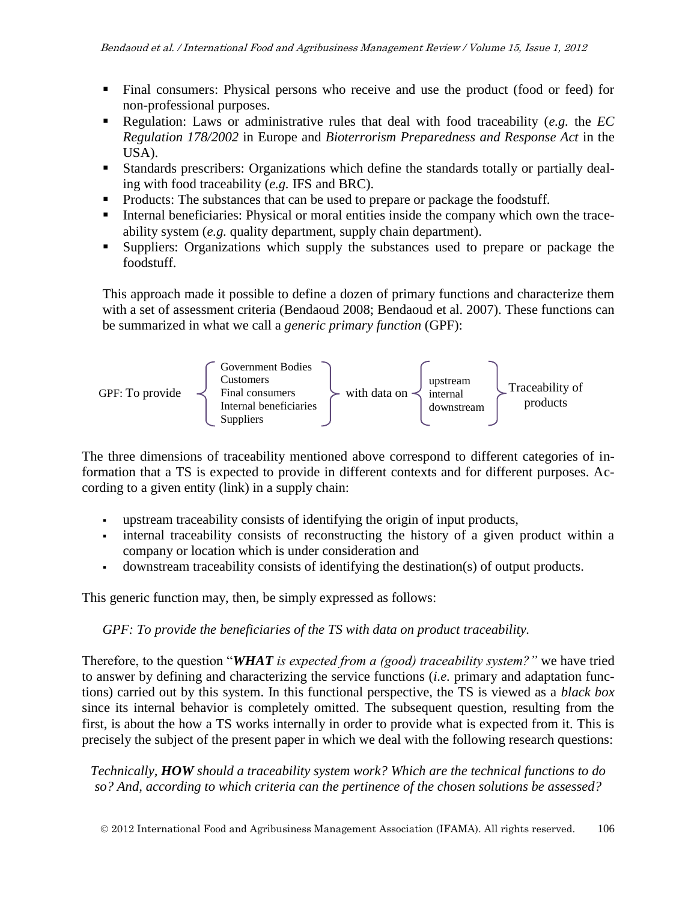- Final consumers: Physical persons who receive and use the product (food or feed) for non-professional purposes.
- Regulation: Laws or administrative rules that deal with food traceability (*e.g.* the *EC Regulation 178/2002* in Europe and *Bioterrorism Preparedness and Response Act* in the USA).
- Standards prescribers: Organizations which define the standards totally or partially dealing with food traceability (*e.g.* IFS and BRC).
- Products: The substances that can be used to prepare or package the foodstuff.
- Internal beneficiaries: Physical or moral entities inside the company which own the traceability system (*e.g.* quality department, supply chain department).
- Suppliers: Organizations which supply the substances used to prepare or package the foodstuff.

This approach made it possible to define a dozen of primary functions and characterize them with a set of assessment criteria (Bendaoud 2008; Bendaoud et al. 2007). These functions can be summarized in what we call a *generic primary function* (GPF):

GPF: To provide { Government Bodies / Customers / Final consumers / Internal beneficiaries / Suppliers } with data on { upstream / internal / downstream } Traceability of products

The three dimensions of traceability mentioned above correspond to different categories of information that a TS is expected to provide in different contexts and for different purposes. According to a given entity (link) in a supply chain:

- upstream traceability consists of identifying the origin of input products,
- internal traceability consists of reconstructing the history of a given product within a company or location which is under consideration and
- downstream traceability consists of identifying the destination(s) of output products.

This generic function may, then, be simply expressed as follows:

*GPF: To provide the beneficiaries of the TS with data on product traceability.*

Therefore, to the question "***WHAT** is expected from a (good) traceability system?"* we have tried to answer by defining and characterizing the service functions (*i.e.* primary and adaptation functions) carried out by this system. In this functional perspective, the TS is viewed as a *black box* since its internal behavior is completely omitted. The subsequent question, resulting from the first, is about the how a TS works internally in order to provide what is expected from it. This is precisely the subject of the present paper in which we deal with the following research questions:

*Technically, **HOW** should a traceability system work? Which are the technical functions to do so? And, according to which criteria can the pertinence of the chosen solutions be assessed?*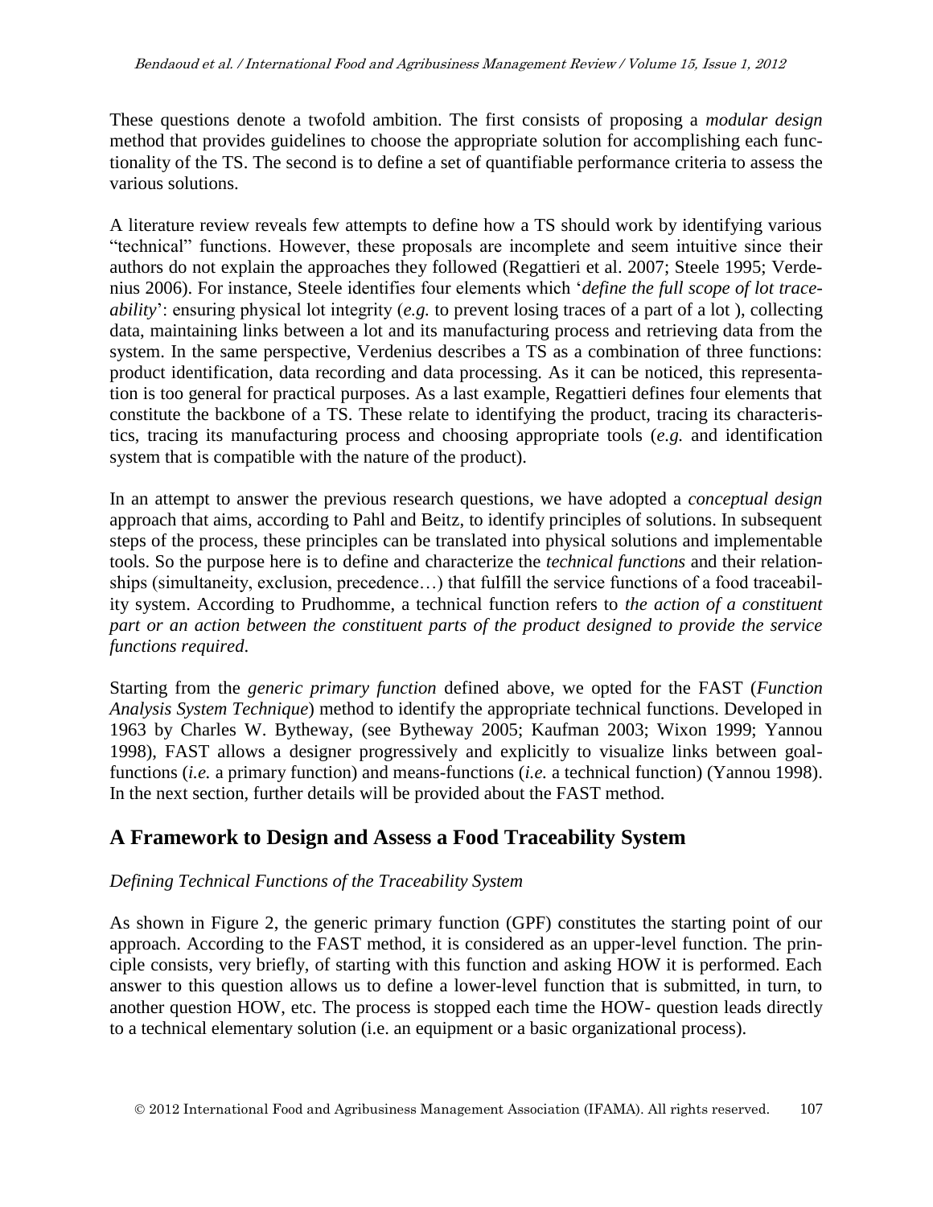These questions denote a twofold ambition. The first consists of proposing a *modular design* method that provides guidelines to choose the appropriate solution for accomplishing each functionality of the TS. The second is to define a set of quantifiable performance criteria to assess the various solutions.

A literature review reveals few attempts to define how a TS should work by identifying various "technical" functions. However, these proposals are incomplete and seem intuitive since their authors do not explain the approaches they followed (Regattieri et al. 2007; Steele 1995; Verdenius 2006). For instance, Steele identifies four elements which '*define the full scope of lot traceability*': ensuring physical lot integrity (*e.g.* to prevent losing traces of a part of a lot ), collecting data, maintaining links between a lot and its manufacturing process and retrieving data from the system. In the same perspective, Verdenius describes a TS as a combination of three functions: product identification, data recording and data processing. As it can be noticed, this representation is too general for practical purposes. As a last example, Regattieri defines four elements that constitute the backbone of a TS. These relate to identifying the product, tracing its characteristics, tracing its manufacturing process and choosing appropriate tools (*e.g.* and identification system that is compatible with the nature of the product).

In an attempt to answer the previous research questions, we have adopted a *conceptual design* approach that aims, according to Pahl and Beitz, to identify principles of solutions. In subsequent steps of the process, these principles can be translated into physical solutions and implementable tools. So the purpose here is to define and characterize the *technical functions* and their relationships (simultaneity, exclusion, precedence…) that fulfill the service functions of a food traceability system. According to Prudhomme, a technical function refers to *the action of a constituent part or an action between the constituent parts of the product designed to provide the service functions required*.

Starting from the *generic primary function* defined above, we opted for the FAST (*Function Analysis System Technique*) method to identify the appropriate technical functions. Developed in 1963 by Charles W. Bytheway, (see Bytheway 2005; Kaufman 2003; Wixon 1999; Yannou 1998), FAST allows a designer progressively and explicitly to visualize links between goal-functions (*i.e.* a primary function) and means-functions (*i.e.* a technical function) (Yannou 1998). In the next section, further details will be provided about the FAST method.

## A Framework to Design and Assess a Food Traceability System

### *Defining Technical Functions of the Traceability System*

As shown in Figure 2, the generic primary function (GPF) constitutes the starting point of our approach. According to the FAST method, it is considered as an upper-level function. The principle consists, very briefly, of starting with this function and asking HOW it is performed. Each answer to this question allows us to define a lower-level function that is submitted, in turn, to another question HOW, etc. The process is stopped each time the HOW- question leads directly to a technical elementary solution (i.e. an equipment or a basic organizational process).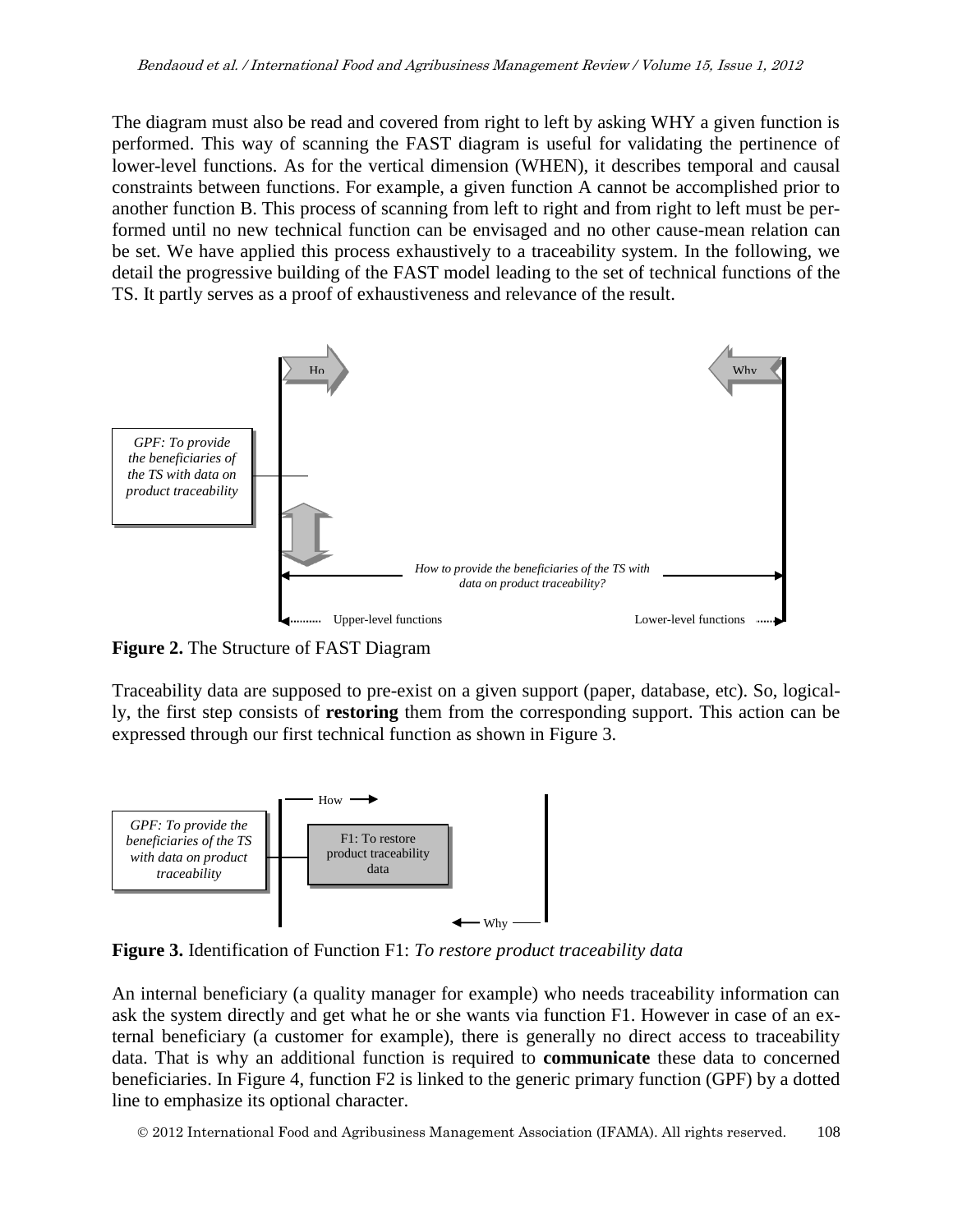The diagram must also be read and covered from right to left by asking WHY a given function is performed. This way of scanning the FAST diagram is useful for validating the pertinence of lower-level functions. As for the vertical dimension (WHEN), it describes temporal and causal constraints between functions. For example, a given function A cannot be accomplished prior to another function B. This process of scanning from left to right and from right to left must be performed until no new technical function can be envisaged and no other cause-mean relation can be set. We have applied this process exhaustively to a traceability system. In the following, we detail the progressive building of the FAST model leading to the set of technical functions of the TS. It partly serves as a proof of exhaustiveness and relevance of the result.

**Figure 2.** The Structure of FAST Diagram

Traceability data are supposed to pre-exist on a given support (paper, database, etc). So, logically, the first step consists of **restoring** them from the corresponding support. This action can be expressed through our first technical function as shown in Figure 3.

**Figure 3.** Identification of Function F1: *To restore product traceability data*

An internal beneficiary (a quality manager for example) who needs traceability information can ask the system directly and get what he or she wants via function F1. However in case of an external beneficiary (a customer for example), there is generally no direct access to traceability data. That is why an additional function is required to **communicate** these data to concerned beneficiaries. In Figure 4, function F2 is linked to the generic primary function (GPF) by a dotted line to emphasize its optional character.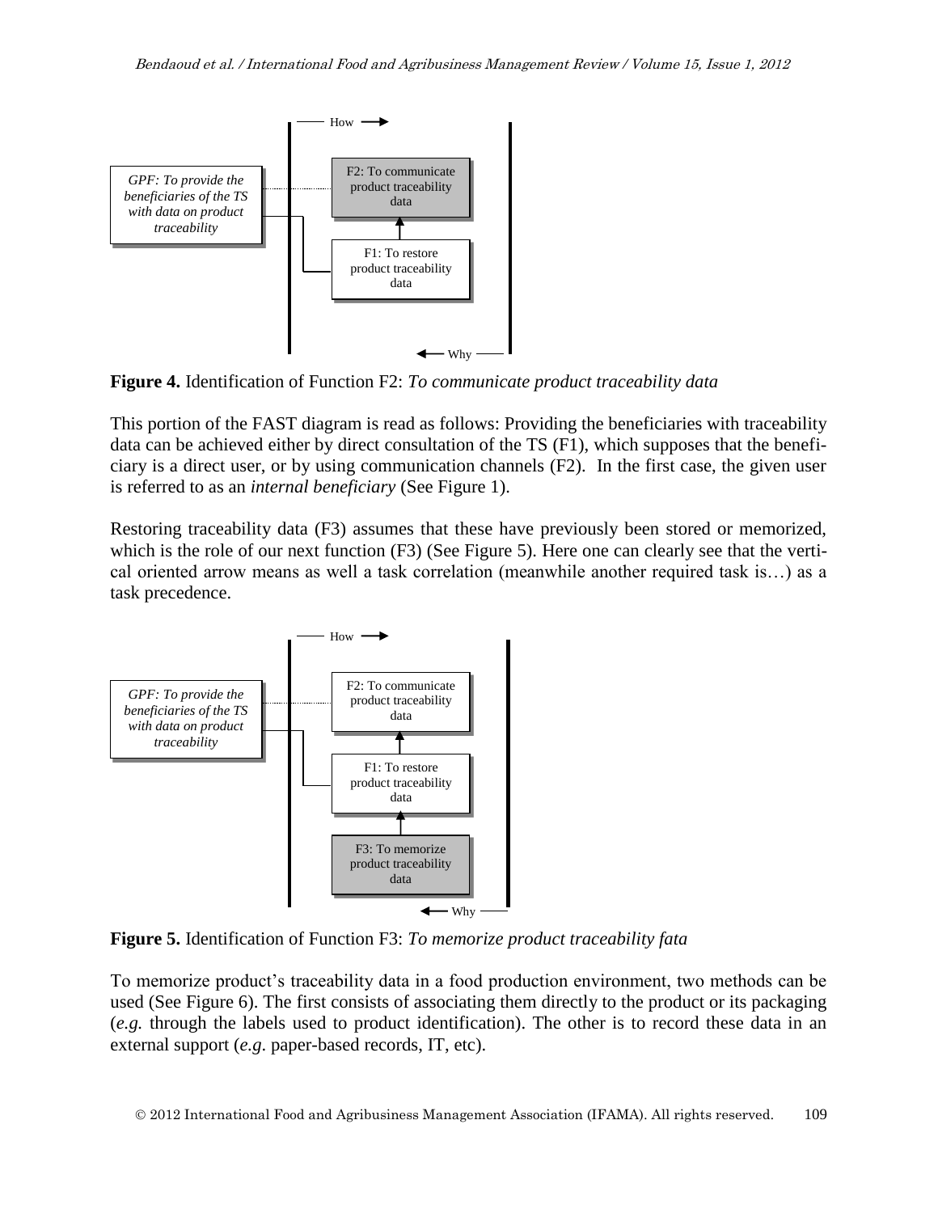**Figure 4.** Identification of Function F2: *To communicate product traceability data*

This portion of the FAST diagram is read as follows: Providing the beneficiaries with traceability data can be achieved either by direct consultation of the TS (F1), which supposes that the beneficiary is a direct user, or by using communication channels (F2). In the first case, the given user is referred to as an *internal beneficiary* (See Figure 1).

Restoring traceability data (F3) assumes that these have previously been stored or memorized, which is the role of our next function (F3) (See Figure 5). Here one can clearly see that the vertical oriented arrow means as well a task correlation (meanwhile another required task is…) as a task precedence.

**Figure 5.** Identification of Function F3: *To memorize product traceability fata*

To memorize product's traceability data in a food production environment, two methods can be used (See Figure 6). The first consists of associating them directly to the product or its packaging (*e.g.* through the labels used to product identification). The other is to record these data in an external support (*e.g.* paper-based records, IT, etc).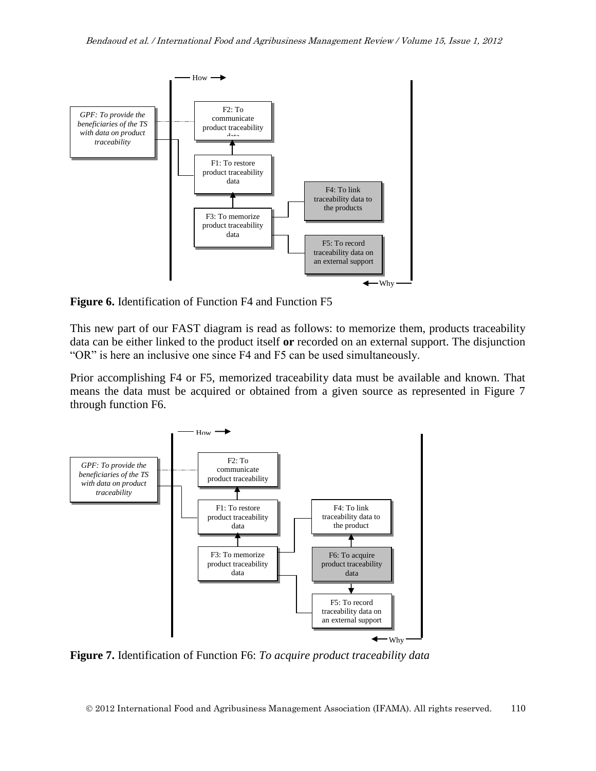**Figure 6.** Identification of Function F4 and Function F5

This new part of our FAST diagram is read as follows: to memorize them, products traceability data can be either linked to the product itself **or** recorded on an external support. The disjunction "OR" is here an inclusive one since F4 and F5 can be used simultaneously.

Prior accomplishing F4 or F5, memorized traceability data must be available and known. That means the data must be acquired or obtained from a given source as represented in Figure 7 through function F6.

**Figure 7.** Identification of Function F6: *To acquire product traceability data*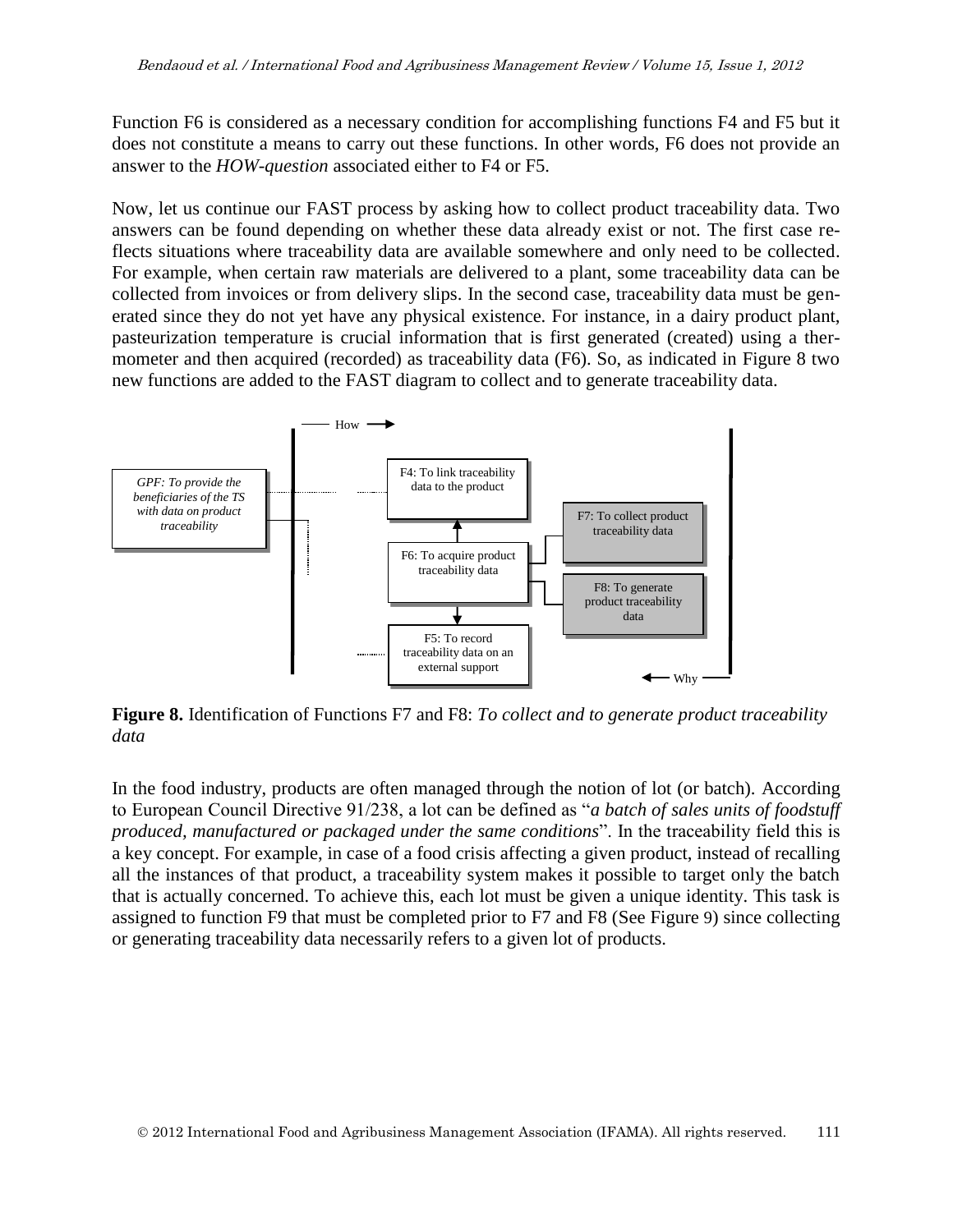Function F6 is considered as a necessary condition for accomplishing functions F4 and F5 but it does not constitute a means to carry out these functions. In other words, F6 does not provide an answer to the *HOW-question* associated either to F4 or F5.

Now, let us continue our FAST process by asking how to collect product traceability data. Two answers can be found depending on whether these data already exist or not. The first case reflects situations where traceability data are available somewhere and only need to be collected. For example, when certain raw materials are delivered to a plant, some traceability data can be collected from invoices or from delivery slips. In the second case, traceability data must be generated since they do not yet have any physical existence. For instance, in a dairy product plant, pasteurization temperature is crucial information that is first generated (created) using a thermometer and then acquired (recorded) as traceability data (F6). So, as indicated in Figure 8 two new functions are added to the FAST diagram to collect and to generate traceability data.

**Figure 8.** Identification of Functions F7 and F8: *To collect and to generate product traceability data*

In the food industry, products are often managed through the notion of lot (or batch). According to European Council Directive 91/238, a lot can be defined as "*a batch of sales units of foodstuff produced, manufactured or packaged under the same conditions*". In the traceability field this is a key concept. For example, in case of a food crisis affecting a given product, instead of recalling all the instances of that product, a traceability system makes it possible to target only the batch that is actually concerned. To achieve this, each lot must be given a unique identity. This task is assigned to function F9 that must be completed prior to F7 and F8 (See Figure 9) since collecting or generating traceability data necessarily refers to a given lot of products.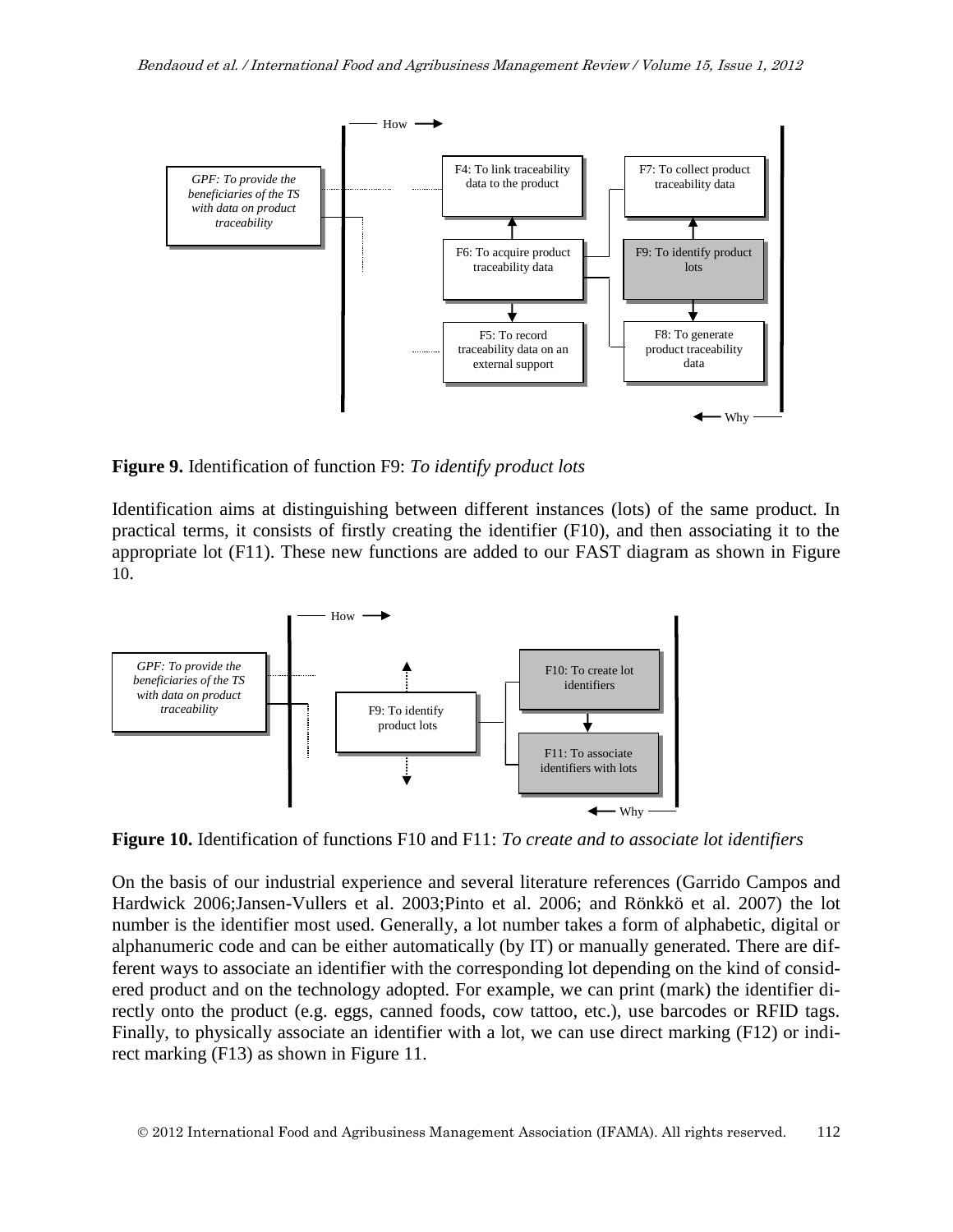**Figure 9.** Identification of function F9: *To identify product lots*

Identification aims at distinguishing between different instances (lots) of the same product. In practical terms, it consists of firstly creating the identifier (F10), and then associating it to the appropriate lot (F11). These new functions are added to our FAST diagram as shown in Figure 10.

**Figure 10.** Identification of functions F10 and F11: *To create and to associate lot identifiers*

On the basis of our industrial experience and several literature references (Garrido Campos and Hardwick 2006;Jansen-Vullers et al. 2003;Pinto et al. 2006; and Rönkkö et al. 2007) the lot number is the identifier most used. Generally, a lot number takes a form of alphabetic, digital or alphanumeric code and can be either automatically (by IT) or manually generated. There are different ways to associate an identifier with the corresponding lot depending on the kind of considered product and on the technology adopted. For example, we can print (mark) the identifier directly onto the product (e.g. eggs, canned foods, cow tattoo, etc.), use barcodes or RFID tags. Finally, to physically associate an identifier with a lot, we can use direct marking (F12) or indirect marking (F13) as shown in Figure 11.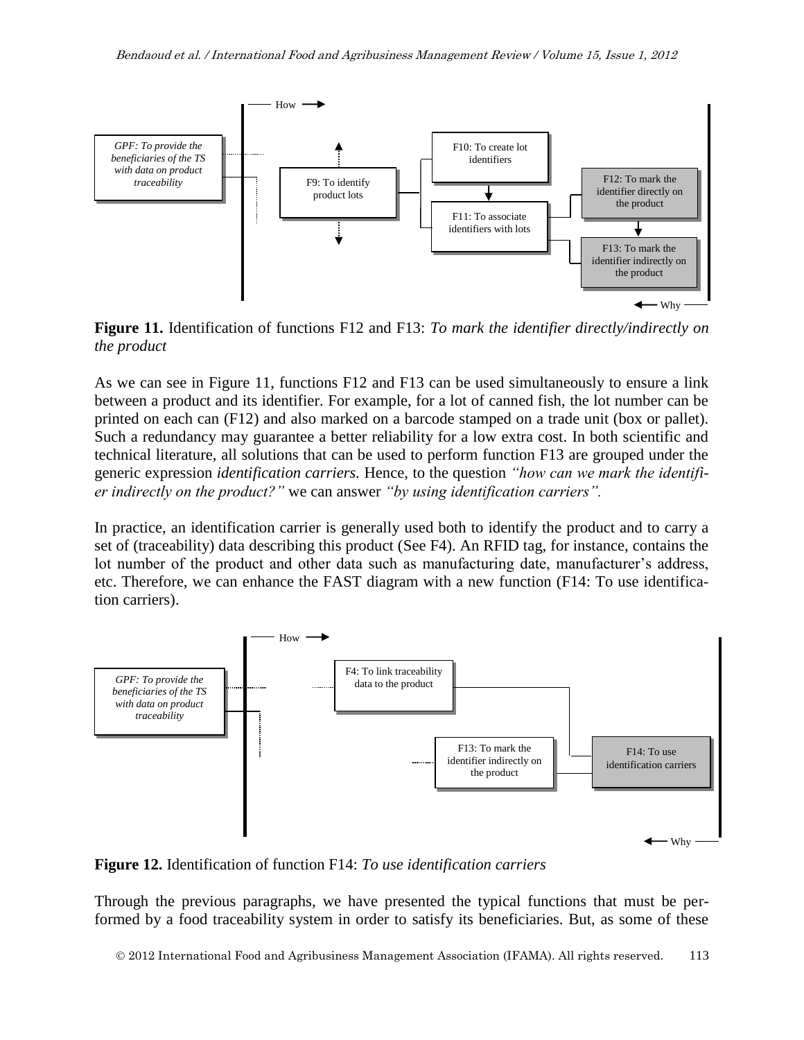**Figure 11.** Identification of functions F12 and F13: *To mark the identifier directly/indirectly on the product*

As we can see in Figure 11, functions F12 and F13 can be used simultaneously to ensure a link between a product and its identifier. For example, for a lot of canned fish, the lot number can be printed on each can (F12) and also marked on a barcode stamped on a trade unit (box or pallet). Such a redundancy may guarantee a better reliability for a low extra cost. In both scientific and technical literature, all solutions that can be used to perform function F13 are grouped under the generic expression *identification carriers.* Hence, to the question *"how can we mark the identifier indirectly on the product?"* we can answer *"by using identification carriers".*

In practice, an identification carrier is generally used both to identify the product and to carry a set of (traceability) data describing this product (See F4). An RFID tag, for instance, contains the lot number of the product and other data such as manufacturing date, manufacturer's address, etc. Therefore, we can enhance the FAST diagram with a new function (F14: To use identification carriers).

**Figure 12.** Identification of function F14: *To use identification carriers*

Through the previous paragraphs, we have presented the typical functions that must be performed by a food traceability system in order to satisfy its beneficiaries. But, as some of these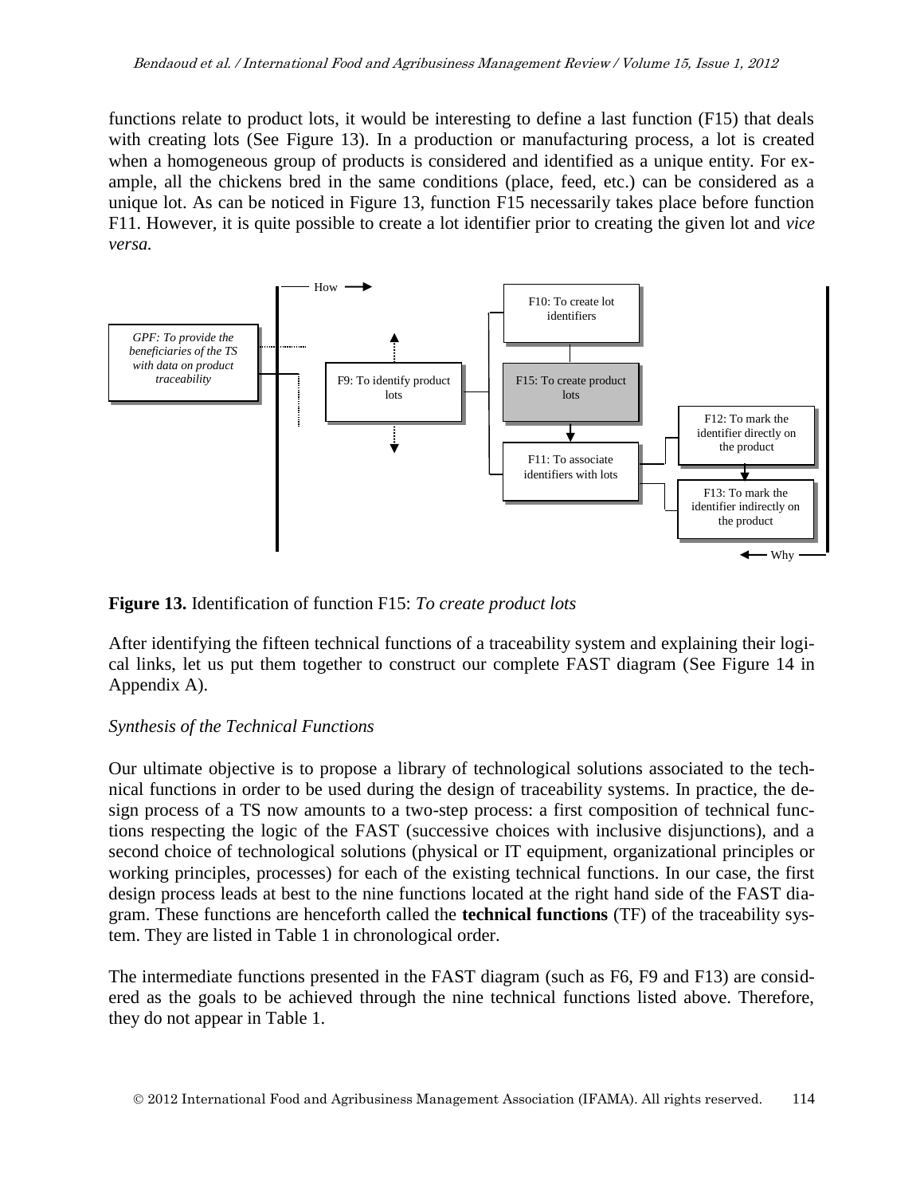functions relate to product lots, it would be interesting to define a last function (F15) that deals with creating lots (See Figure 13). In a production or manufacturing process, a lot is created when a homogeneous group of products is considered and identified as a unique entity. For example, all the chickens bred in the same conditions (place, feed, etc.) can be considered as a unique lot. As can be noticed in Figure 13, function F15 necessarily takes place before function F11. However, it is quite possible to create a lot identifier prior to creating the given lot and *vice versa.*

**Figure 13.** Identification of function F15: *To create product lots*

After identifying the fifteen technical functions of a traceability system and explaining their logical links, let us put them together to construct our complete FAST diagram (See Figure 14 in Appendix A).

*Synthesis of the Technical Functions*

Our ultimate objective is to propose a library of technological solutions associated to the technical functions in order to be used during the design of traceability systems. In practice, the design process of a TS now amounts to a two-step process: a first composition of technical functions respecting the logic of the FAST (successive choices with inclusive disjunctions), and a second choice of technological solutions (physical or IT equipment, organizational principles or working principles, processes) for each of the existing technical functions. In our case, the first design process leads at best to the nine functions located at the right hand side of the FAST diagram. These functions are henceforth called the **technical functions** (TF) of the traceability system. They are listed in Table 1 in chronological order.

The intermediate functions presented in the FAST diagram (such as F6, F9 and F13) are considered as the goals to be achieved through the nine technical functions listed above. Therefore, they do not appear in Table 1.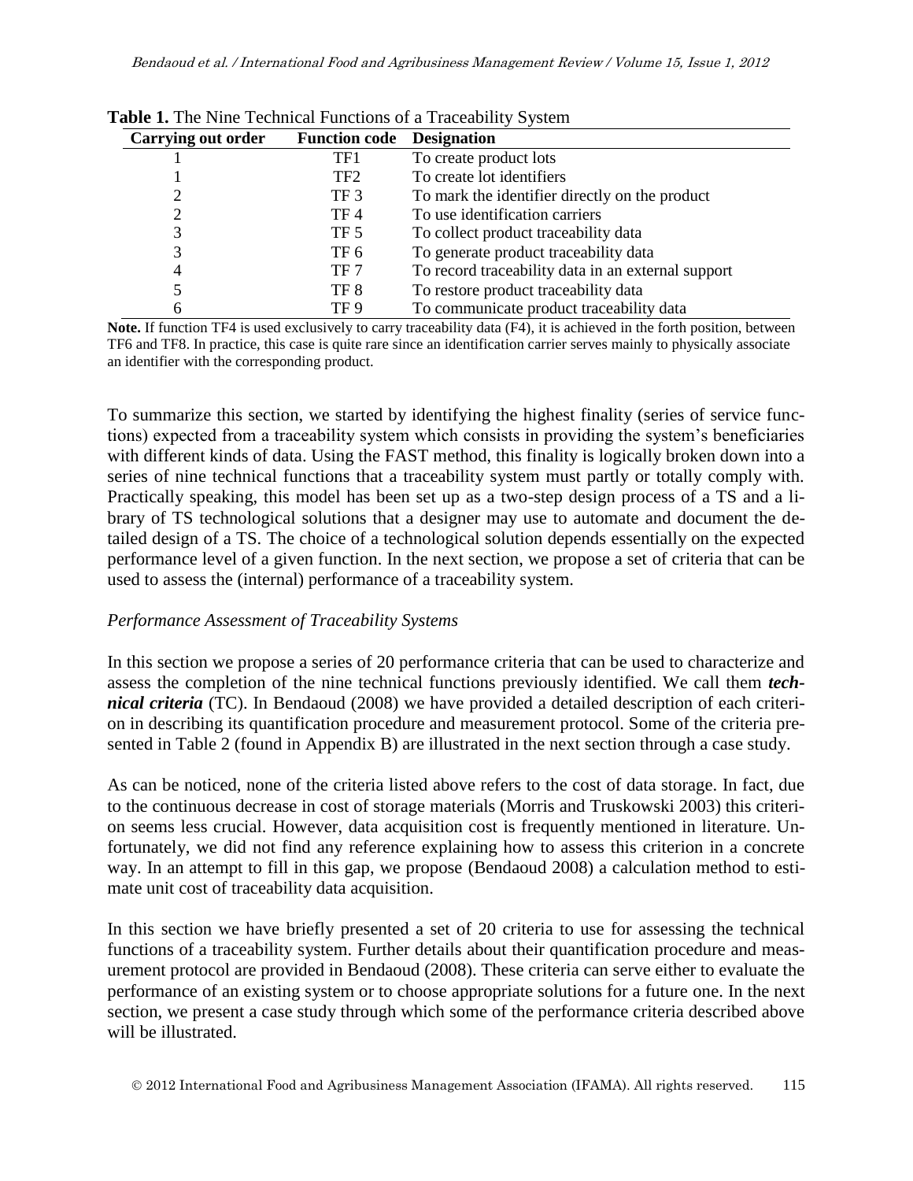**Table 1.** The Nine Technical Functions of a Traceability System

| Carrying out order | Function code | Designation |
|---|---|---|
| 1 | TF1 | To create product lots |
| 1 | TF2 | To create lot identifiers |
| 2 | TF 3 | To mark the identifier directly on the product |
| 2 | TF 4 | To use identification carriers |
| 3 | TF 5 | To collect product traceability data |
| 3 | TF 6 | To generate product traceability data |
| 4 | TF 7 | To record traceability data in an external support |
| 5 | TF 8 | To restore product traceability data |
| 6 | TF 9 | To communicate product traceability data |

**Note.** If function TF4 is used exclusively to carry traceability data (F4), it is achieved in the forth position, between TF6 and TF8. In practice, this case is quite rare since an identification carrier serves mainly to physically associate an identifier with the corresponding product.

To summarize this section, we started by identifying the highest finality (series of service functions) expected from a traceability system which consists in providing the system's beneficiaries with different kinds of data. Using the FAST method, this finality is logically broken down into a series of nine technical functions that a traceability system must partly or totally comply with. Practically speaking, this model has been set up as a two-step design process of a TS and a library of TS technological solutions that a designer may use to automate and document the detailed design of a TS. The choice of a technological solution depends essentially on the expected performance level of a given function. In the next section, we propose a set of criteria that can be used to assess the (internal) performance of a traceability system.

*Performance Assessment of Traceability Systems*

In this section we propose a series of 20 performance criteria that can be used to characterize and assess the completion of the nine technical functions previously identified. We call them ***technical criteria*** (TC). In Bendaoud (2008) we have provided a detailed description of each criterion in describing its quantification procedure and measurement protocol. Some of the criteria presented in Table 2 (found in Appendix B) are illustrated in the next section through a case study.

As can be noticed, none of the criteria listed above refers to the cost of data storage. In fact, due to the continuous decrease in cost of storage materials (Morris and Truskowski 2003) this criterion seems less crucial. However, data acquisition cost is frequently mentioned in literature. Unfortunately, we did not find any reference explaining how to assess this criterion in a concrete way. In an attempt to fill in this gap, we propose (Bendaoud 2008) a calculation method to estimate unit cost of traceability data acquisition.

In this section we have briefly presented a set of 20 criteria to use for assessing the technical functions of a traceability system. Further details about their quantification procedure and measurement protocol are provided in Bendaoud (2008). These criteria can serve either to evaluate the performance of an existing system or to choose appropriate solutions for a future one. In the next section, we present a case study through which some of the performance criteria described above will be illustrated.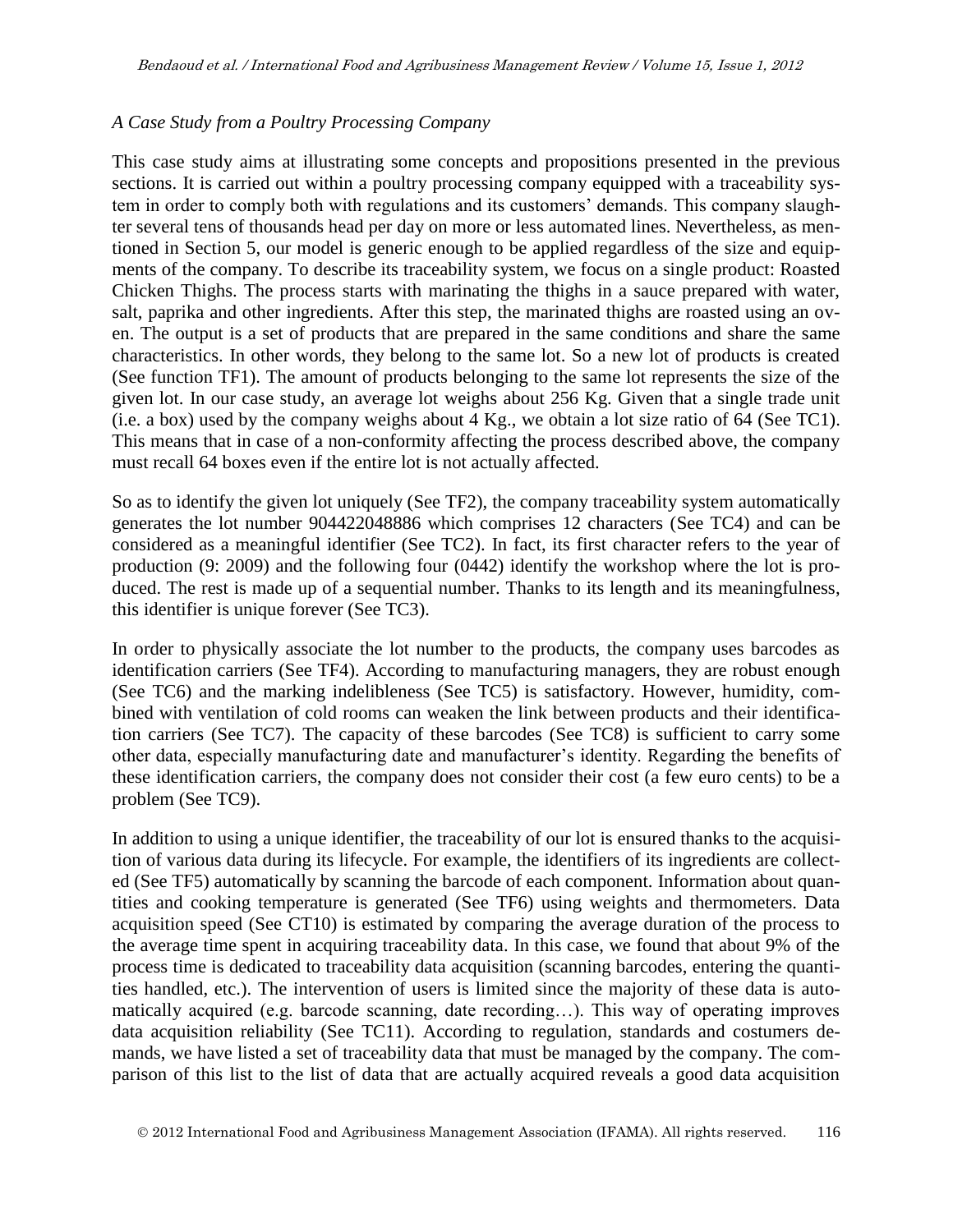*A Case Study from a Poultry Processing Company*

This case study aims at illustrating some concepts and propositions presented in the previous sections. It is carried out within a poultry processing company equipped with a traceability system in order to comply both with regulations and its customers' demands. This company slaughter several tens of thousands head per day on more or less automated lines. Nevertheless, as mentioned in Section 5, our model is generic enough to be applied regardless of the size and equipments of the company. To describe its traceability system, we focus on a single product: Roasted Chicken Thighs. The process starts with marinating the thighs in a sauce prepared with water, salt, paprika and other ingredients. After this step, the marinated thighs are roasted using an oven. The output is a set of products that are prepared in the same conditions and share the same characteristics. In other words, they belong to the same lot. So a new lot of products is created (See function TF1). The amount of products belonging to the same lot represents the size of the given lot. In our case study, an average lot weighs about 256 Kg. Given that a single trade unit (i.e. a box) used by the company weighs about 4 Kg., we obtain a lot size ratio of 64 (See TC1). This means that in case of a non-conformity affecting the process described above, the company must recall 64 boxes even if the entire lot is not actually affected.

So as to identify the given lot uniquely (See TF2), the company traceability system automatically generates the lot number 904422048886 which comprises 12 characters (See TC4) and can be considered as a meaningful identifier (See TC2). In fact, its first character refers to the year of production (9: 2009) and the following four (0442) identify the workshop where the lot is produced. The rest is made up of a sequential number. Thanks to its length and its meaningfulness, this identifier is unique forever (See TC3).

In order to physically associate the lot number to the products, the company uses barcodes as identification carriers (See TF4). According to manufacturing managers, they are robust enough (See TC6) and the marking indelibleness (See TC5) is satisfactory. However, humidity, combined with ventilation of cold rooms can weaken the link between products and their identification carriers (See TC7). The capacity of these barcodes (See TC8) is sufficient to carry some other data, especially manufacturing date and manufacturer's identity. Regarding the benefits of these identification carriers, the company does not consider their cost (a few euro cents) to be a problem (See TC9).

In addition to using a unique identifier, the traceability of our lot is ensured thanks to the acquisition of various data during its lifecycle. For example, the identifiers of its ingredients are collected (See TF5) automatically by scanning the barcode of each component. Information about quantities and cooking temperature is generated (See TF6) using weights and thermometers. Data acquisition speed (See CT10) is estimated by comparing the average duration of the process to the average time spent in acquiring traceability data. In this case, we found that about 9% of the process time is dedicated to traceability data acquisition (scanning barcodes, entering the quantities handled, etc.). The intervention of users is limited since the majority of these data is automatically acquired (e.g. barcode scanning, date recording…). This way of operating improves data acquisition reliability (See TC11). According to regulation, standards and costumers demands, we have listed a set of traceability data that must be managed by the company. The comparison of this list to the list of data that are actually acquired reveals a good data acquisition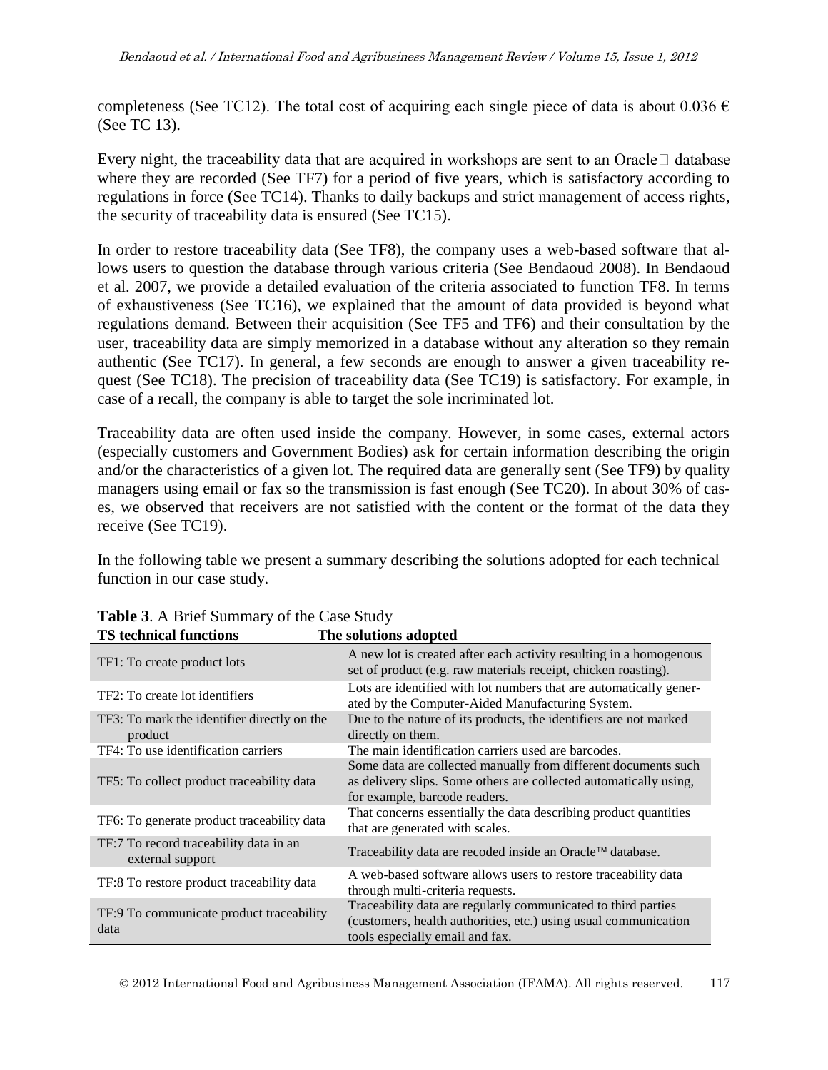completeness (See TC12). The total cost of acquiring each single piece of data is about 0.036 € (See TC 13).

Every night, the traceability data that are acquired in workshops are sent to an Oracle™ database where they are recorded (See TF7) for a period of five years, which is satisfactory according to regulations in force (See TC14). Thanks to daily backups and strict management of access rights, the security of traceability data is ensured (See TC15).

In order to restore traceability data (See TF8), the company uses a web-based software that allows users to question the database through various criteria (See Bendaoud 2008). In Bendaoud et al. 2007, we provide a detailed evaluation of the criteria associated to function TF8. In terms of exhaustiveness (See TC16), we explained that the amount of data provided is beyond what regulations demand. Between their acquisition (See TF5 and TF6) and their consultation by the user, traceability data are simply memorized in a database without any alteration so they remain authentic (See TC17). In general, a few seconds are enough to answer a given traceability request (See TC18). The precision of traceability data (See TC19) is satisfactory. For example, in case of a recall, the company is able to target the sole incriminated lot.

Traceability data are often used inside the company. However, in some cases, external actors (especially customers and Government Bodies) ask for certain information describing the origin and/or the characteristics of a given lot. The required data are generally sent (See TF9) by quality managers using email or fax so the transmission is fast enough (See TC20). In about 30% of cases, we observed that receivers are not satisfied with the content or the format of the data they receive (See TC19).

In the following table we present a summary describing the solutions adopted for each technical function in our case study.

**Table 3**. A Brief Summary of the Case Study

| TS technical functions | The solutions adopted |
|---|---|
| TF1: To create product lots | A new lot is created after each activity resulting in a homogenous set of product (e.g. raw materials receipt, chicken roasting). |
| TF2: To create lot identifiers | Lots are identified with lot numbers that are automatically generated by the Computer-Aided Manufacturing System. |
| TF3: To mark the identifier directly on the product | Due to the nature of its products, the identifiers are not marked directly on them. |
| TF4: To use identification carriers | The main identification carriers used are barcodes. |
| TF5: To collect product traceability data | Some data are collected manually from different documents such as delivery slips. Some others are collected automatically using, for example, barcode readers. |
| TF6: To generate product traceability data | That concerns essentially the data describing product quantities that are generated with scales. |
| TF:7 To record traceability data in an external support | Traceability data are recoded inside an Oracle™ database. |
| TF:8 To restore product traceability data | A web-based software allows users to restore traceability data through multi-criteria requests. |
| TF:9 To communicate product traceability data | Traceability data are regularly communicated to third parties (customers, health authorities, etc.) using usual communication tools especially email and fax. |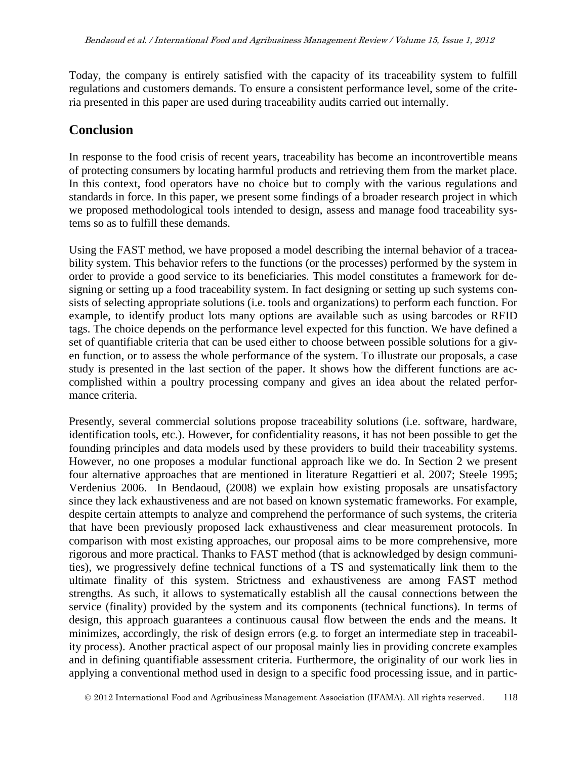Today, the company is entirely satisfied with the capacity of its traceability system to fulfill regulations and customers demands. To ensure a consistent performance level, some of the criteria presented in this paper are used during traceability audits carried out internally.

## Conclusion

In response to the food crisis of recent years, traceability has become an incontrovertible means of protecting consumers by locating harmful products and retrieving them from the market place. In this context, food operators have no choice but to comply with the various regulations and standards in force. In this paper, we present some findings of a broader research project in which we proposed methodological tools intended to design, assess and manage food traceability systems so as to fulfill these demands.

Using the FAST method, we have proposed a model describing the internal behavior of a traceability system. This behavior refers to the functions (or the processes) performed by the system in order to provide a good service to its beneficiaries. This model constitutes a framework for designing or setting up a food traceability system. In fact designing or setting up such systems consists of selecting appropriate solutions (i.e. tools and organizations) to perform each function. For example, to identify product lots many options are available such as using barcodes or RFID tags. The choice depends on the performance level expected for this function. We have defined a set of quantifiable criteria that can be used either to choose between possible solutions for a given function, or to assess the whole performance of the system. To illustrate our proposals, a case study is presented in the last section of the paper. It shows how the different functions are accomplished within a poultry processing company and gives an idea about the related performance criteria.

Presently, several commercial solutions propose traceability solutions (i.e. software, hardware, identification tools, etc.). However, for confidentiality reasons, it has not been possible to get the founding principles and data models used by these providers to build their traceability systems. However, no one proposes a modular functional approach like we do. In Section 2 we present four alternative approaches that are mentioned in literature Regattieri et al. 2007; Steele 1995; Verdenius 2006. In Bendaoud, (2008) we explain how existing proposals are unsatisfactory since they lack exhaustiveness and are not based on known systematic frameworks. For example, despite certain attempts to analyze and comprehend the performance of such systems, the criteria that have been previously proposed lack exhaustiveness and clear measurement protocols. In comparison with most existing approaches, our proposal aims to be more comprehensive, more rigorous and more practical. Thanks to FAST method (that is acknowledged by design communities), we progressively define technical functions of a TS and systematically link them to the ultimate finality of this system. Strictness and exhaustiveness are among FAST method strengths. As such, it allows to systematically establish all the causal connections between the service (finality) provided by the system and its components (technical functions). In terms of design, this approach guarantees a continuous causal flow between the ends and the means. It minimizes, accordingly, the risk of design errors (e.g. to forget an intermediate step in traceability process). Another practical aspect of our proposal mainly lies in providing concrete examples and in defining quantifiable assessment criteria. Furthermore, the originality of our work lies in applying a conventional method used in design to a specific food processing issue, and in partic-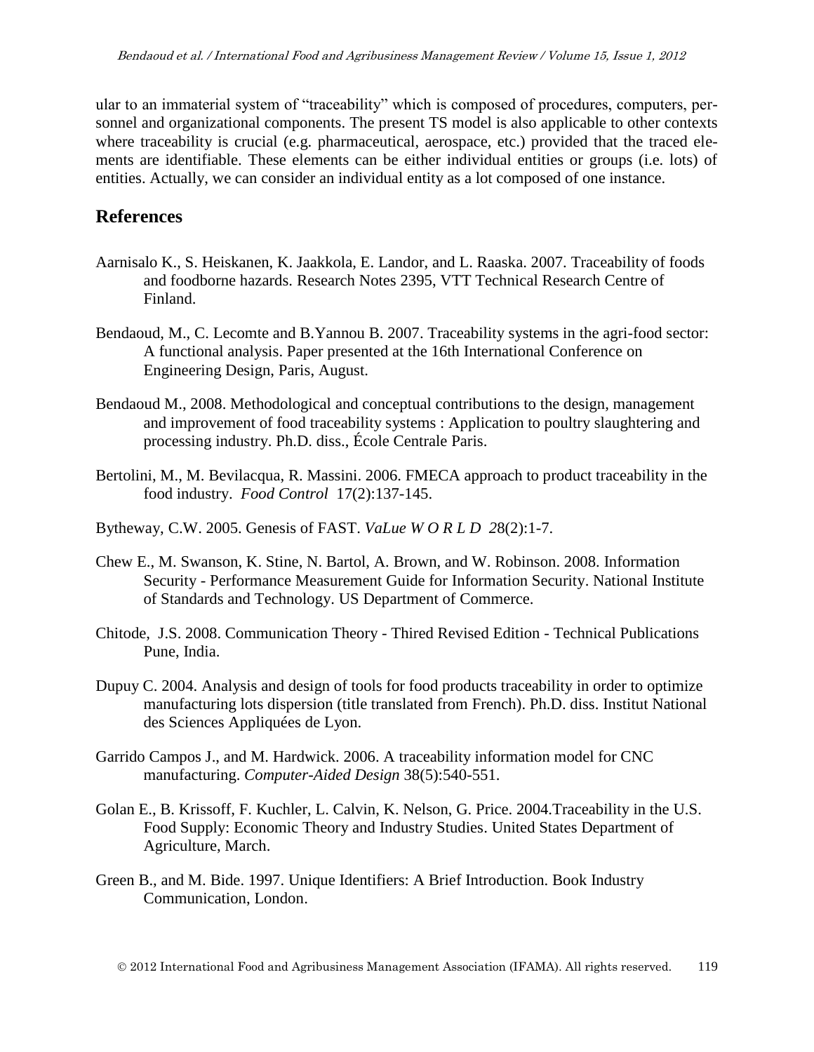ular to an immaterial system of "traceability" which is composed of procedures, computers, personnel and organizational components. The present TS model is also applicable to other contexts where traceability is crucial (e.g. pharmaceutical, aerospace, etc.) provided that the traced elements are identifiable. These elements can be either individual entities or groups (i.e. lots) of entities. Actually, we can consider an individual entity as a lot composed of one instance.

## References

Aarnisalo K., S. Heiskanen, K. Jaakkola, E. Landor, and L. Raaska. 2007. Traceability of foods and foodborne hazards. Research Notes 2395, VTT Technical Research Centre of Finland.

Bendaoud, M., C. Lecomte and B.Yannou B. 2007. Traceability systems in the agri-food sector: A functional analysis. Paper presented at the 16th International Conference on Engineering Design, Paris, August.

Bendaoud M., 2008. Methodological and conceptual contributions to the design, management and improvement of food traceability systems : Application to poultry slaughtering and processing industry. Ph.D. diss., École Centrale Paris.

Bertolini, M., M. Bevilacqua, R. Massini. 2006. FMECA approach to product traceability in the food industry. *Food Control* 17(2):137-145.

Bytheway, C.W. 2005. Genesis of FAST. *VaLue W O R L D 2*8(2):1-7.

Chew E., M. Swanson, K. Stine, N. Bartol, A. Brown, and W. Robinson. 2008. Information Security - Performance Measurement Guide for Information Security. National Institute of Standards and Technology. US Department of Commerce.

Chitode, J.S. 2008. Communication Theory - Thired Revised Edition - Technical Publications Pune, India.

Dupuy C. 2004. Analysis and design of tools for food products traceability in order to optimize manufacturing lots dispersion (title translated from French). Ph.D. diss. Institut National des Sciences Appliquées de Lyon.

Garrido Campos J., and M. Hardwick. 2006. A traceability information model for CNC manufacturing. *Computer-Aided Design* 38(5):540-551.

Golan E., B. Krissoff, F. Kuchler, L. Calvin, K. Nelson, G. Price. 2004.Traceability in the U.S. Food Supply: Economic Theory and Industry Studies. United States Department of Agriculture, March.

Green B., and M. Bide. 1997. Unique Identifiers: A Brief Introduction. Book Industry Communication, London.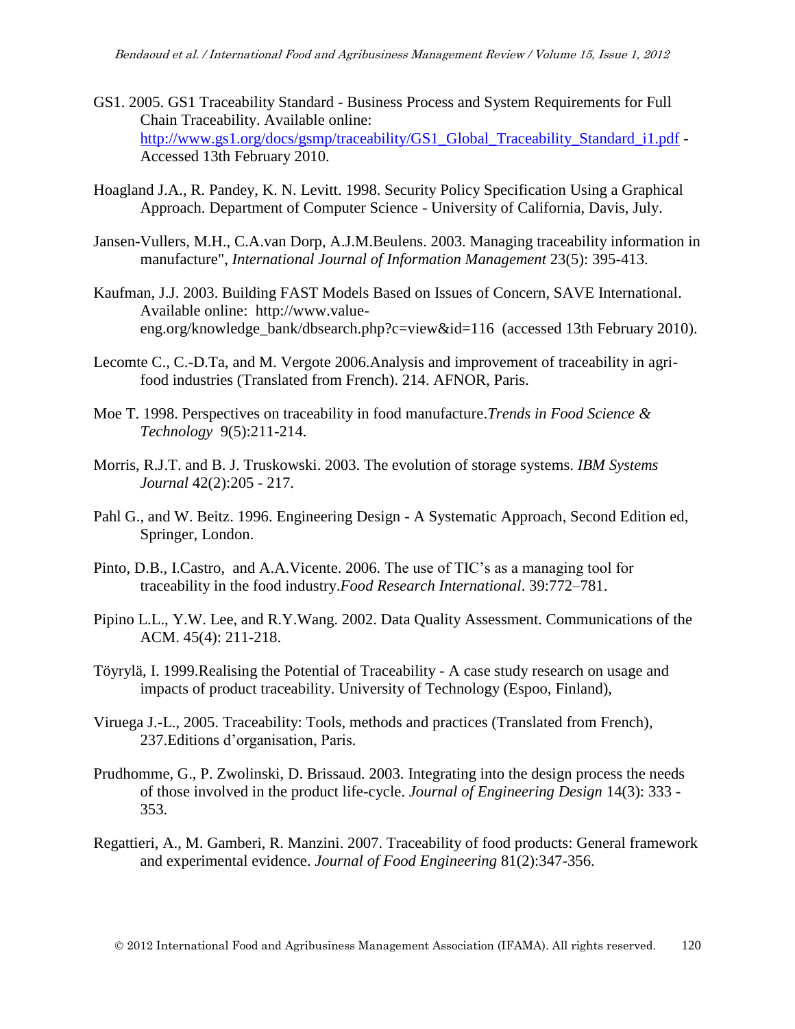GS1. 2005. GS1 Traceability Standard - Business Process and System Requirements for Full Chain Traceability. Available online: [http://www.gs1.org/docs/gsmp/traceability/GS1_Global_Traceability_Standard_i1.pdf](http://www.gs1.org/docs/gsmp/traceability/GS1_Global_Traceability_Standard_i1.pdf) - Accessed 13th February 2010.

Hoagland J.A., R. Pandey, K. N. Levitt. 1998. Security Policy Specification Using a Graphical Approach. Department of Computer Science - University of California, Davis, July.

Jansen-Vullers, M.H., C.A.van Dorp, A.J.M.Beulens. 2003. Managing traceability information in manufacture", *International Journal of Information Management* 23(5): 395-413.

Kaufman, J.J. 2003. Building FAST Models Based on Issues of Concern, SAVE International. Available online: http://www.value-eng.org/knowledge_bank/dbsearch.php?c=view&id=116 (accessed 13th February 2010).

Lecomte C., C.-D.Ta, and M. Vergote 2006.Analysis and improvement of traceability in agri-food industries (Translated from French). 214. AFNOR, Paris.

Moe T. 1998. Perspectives on traceability in food manufacture.*Trends in Food Science & Technology* 9(5):211-214.

Morris, R.J.T. and B. J. Truskowski. 2003. The evolution of storage systems. *IBM Systems Journal* 42(2):205 - 217.

Pahl G., and W. Beitz. 1996. Engineering Design - A Systematic Approach, Second Edition ed, Springer, London.

Pinto, D.B., I.Castro, and A.A.Vicente. 2006. The use of TIC's as a managing tool for traceability in the food industry.*Food Research International*. 39:772–781.

Pipino L.L., Y.W. Lee, and R.Y.Wang. 2002. Data Quality Assessment. Communications of the ACM. 45(4): 211-218.

Töyrylä, I. 1999.Realising the Potential of Traceability - A case study research on usage and impacts of product traceability. University of Technology (Espoo, Finland),

Viruega J.-L., 2005. Traceability: Tools, methods and practices (Translated from French), 237.Editions d'organisation, Paris.

Prudhomme, G., P. Zwolinski, D. Brissaud. 2003. Integrating into the design process the needs of those involved in the product life-cycle. *Journal of Engineering Design* 14(3): 333 - 353.

Regattieri, A., M. Gamberi, R. Manzini. 2007. Traceability of food products: General framework and experimental evidence. *Journal of Food Engineering* 81(2):347-356.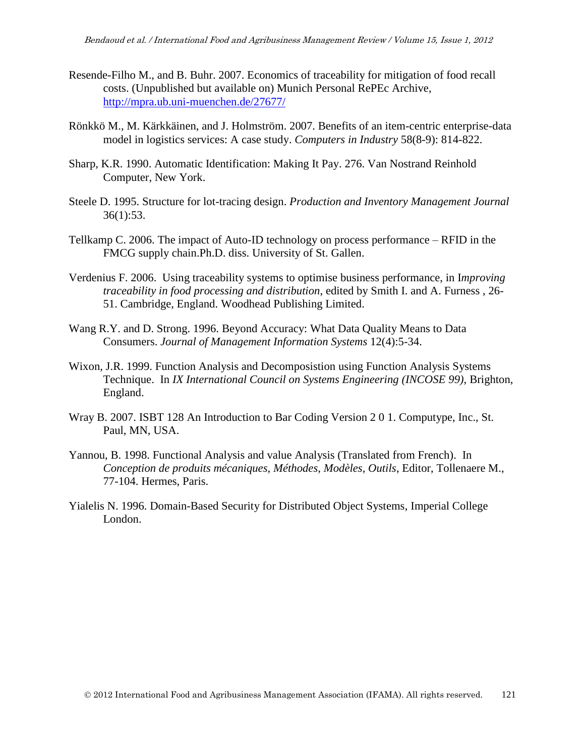Resende-Filho M., and B. Buhr. 2007. Economics of traceability for mitigation of food recall costs. (Unpublished but available on) Munich Personal RePEc Archive, http://mpra.ub.uni-muenchen.de/27677/

Rönkkö M., M. Kärkkäinen, and J. Holmström. 2007. Benefits of an item-centric enterprise-data model in logistics services: A case study. *Computers in Industry* 58(8-9): 814-822.

Sharp, K.R. 1990. Automatic Identification: Making It Pay. 276. Van Nostrand Reinhold Computer, New York.

Steele D. 1995. Structure for lot-tracing design. *Production and Inventory Management Journal* 36(1):53.

Tellkamp C. 2006. The impact of Auto-ID technology on process performance – RFID in the FMCG supply chain.Ph.D. diss. University of St. Gallen.

Verdenius F. 2006. Using traceability systems to optimise business performance, in I*mproving traceability in food processing and distribution*, edited by Smith I. and A. Furness , 26-51. Cambridge, England. Woodhead Publishing Limited.

Wang R.Y. and D. Strong. 1996. Beyond Accuracy: What Data Quality Means to Data Consumers. *Journal of Management Information Systems* 12(4):5-34.

Wixon, J.R. 1999. Function Analysis and Decomposistion using Function Analysis Systems Technique. In *IX International Council on Systems Engineering (INCOSE 99)*, Brighton, England.

Wray B. 2007. ISBT 128 An Introduction to Bar Coding Version 2 0 1. Computype, Inc., St. Paul, MN, USA.

Yannou, B. 1998. Functional Analysis and value Analysis (Translated from French). In *Conception de produits mécaniques, Méthodes, Modèles, Outils*, Editor, Tollenaere M., 77-104. Hermes, Paris.

Yialelis N. 1996. Domain-Based Security for Distributed Object Systems, Imperial College London.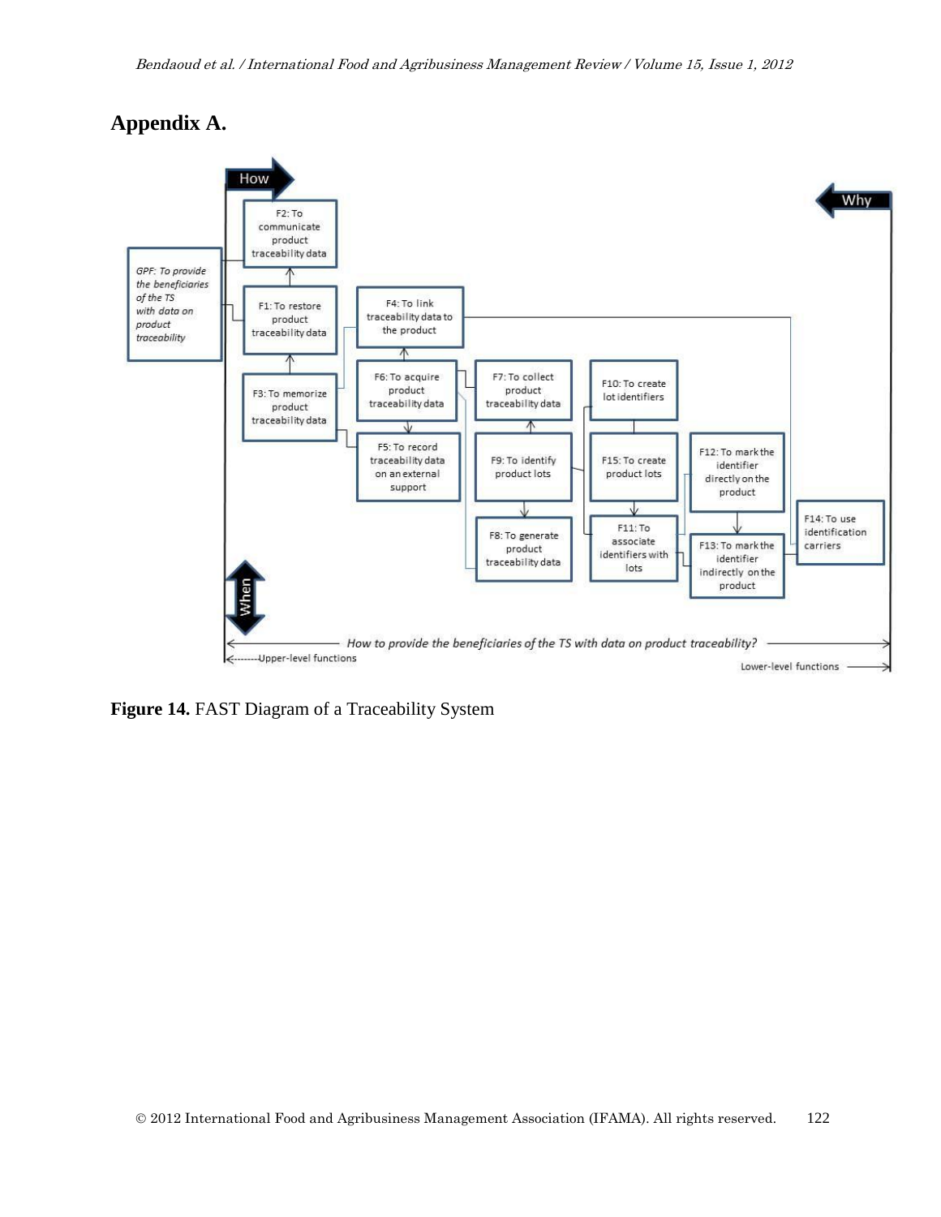## Appendix A.

Figure 14. FAST Diagram of a Traceability System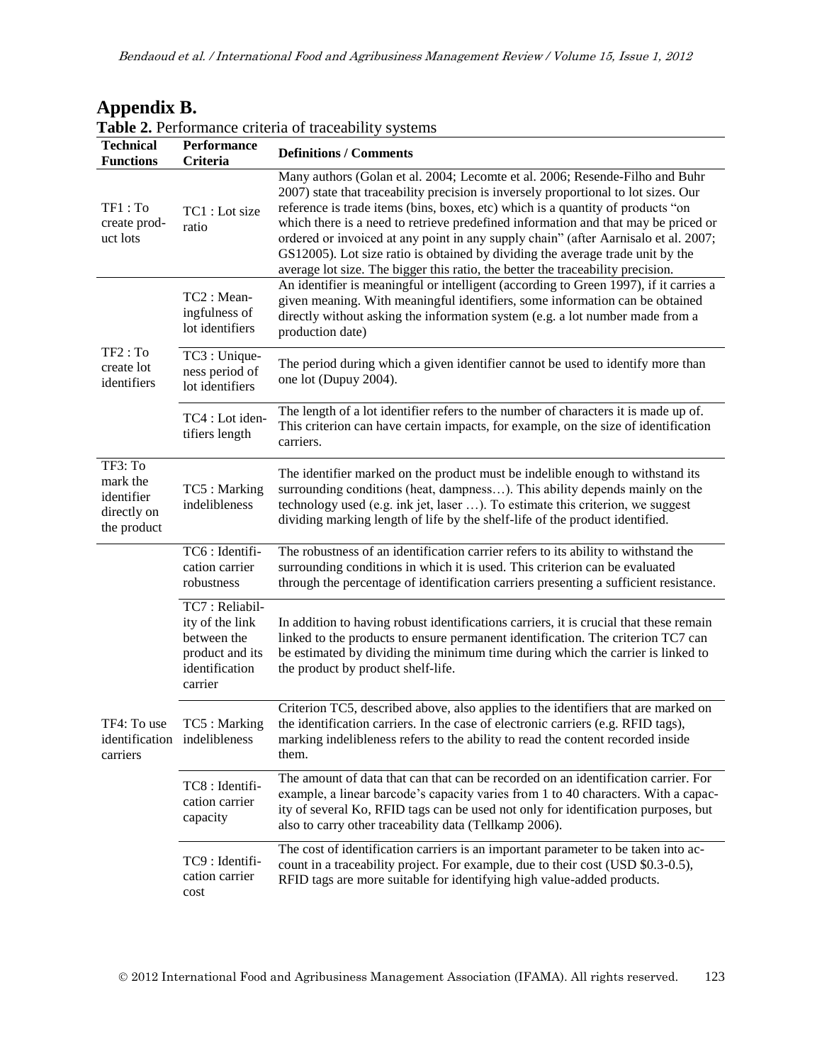## Appendix B.

**Table 2.** Performance criteria of traceability systems

| Technical Functions | Performance Criteria | Definitions / Comments |
|---|---|---|
| TF1 : To create product lots | TC1 : Lot size ratio | Many authors (Golan et al. 2004; Lecomte et al. 2006; Resende-Filho and Buhr 2007) state that traceability precision is inversely proportional to lot sizes. Our reference is trade items (bins, boxes, etc) which is a quantity of products "on which there is a need to retrieve predefined information and that may be priced or ordered or invoiced at any point in any supply chain" (after Aarnisalo et al. 2007; GS12005). Lot size ratio is obtained by dividing the average trade unit by the average lot size. The bigger this ratio, the better the traceability precision. |
| TF2 : To create lot identifiers | TC2 : Meaningfulness of lot identifiers | An identifier is meaningful or intelligent (according to Green 1997), if it carries a given meaning. With meaningful identifiers, some information can be obtained directly without asking the information system (e.g. a lot number made from a production date) |
| | TC3 : Uniqueness period of lot identifiers | The period during which a given identifier cannot be used to identify more than one lot (Dupuy 2004). |
| | TC4 : Lot identifiers length | The length of a lot identifier refers to the number of characters it is made up of. This criterion can have certain impacts, for example, on the size of identification carriers. |
| TF3: To mark the identifier directly on the product | TC5 : Marking indelibleness | The identifier marked on the product must be indelible enough to withstand its surrounding conditions (heat, dampness…). This ability depends mainly on the technology used (e.g. ink jet, laser …). To estimate this criterion, we suggest dividing marking length of life by the shelf-life of the product identified. |
| TF4: To use identification carriers | TC6 : Identification carrier robustness | The robustness of an identification carrier refers to its ability to withstand the surrounding conditions in which it is used. This criterion can be evaluated through the percentage of identification carriers presenting a sufficient resistance. |
| | TC7 : Reliability of the link between the product and its identification carrier | In addition to having robust identifications carriers, it is crucial that these remain linked to the products to ensure permanent identification. The criterion TC7 can be estimated by dividing the minimum time during which the carrier is linked to the product by product shelf-life. |
| | TC5 : Marking indelibleness | Criterion TC5, described above, also applies to the identifiers that are marked on the identification carriers. In the case of electronic carriers (e.g. RFID tags), marking indelibleness refers to the ability to read the content recorded inside them. |
| | TC8 : Identification carrier capacity | The amount of data that can that can be recorded on an identification carrier. For example, a linear barcode's capacity varies from 1 to 40 characters. With a capacity of several Ko, RFID tags can be used not only for identification purposes, but also to carry other traceability data (Tellkamp 2006). |
| | TC9 : Identification carrier cost | The cost of identification carriers is an important parameter to be taken into account in a traceability project. For example, due to their cost (USD $0.3-0.5), RFID tags are more suitable for identifying high value-added products. |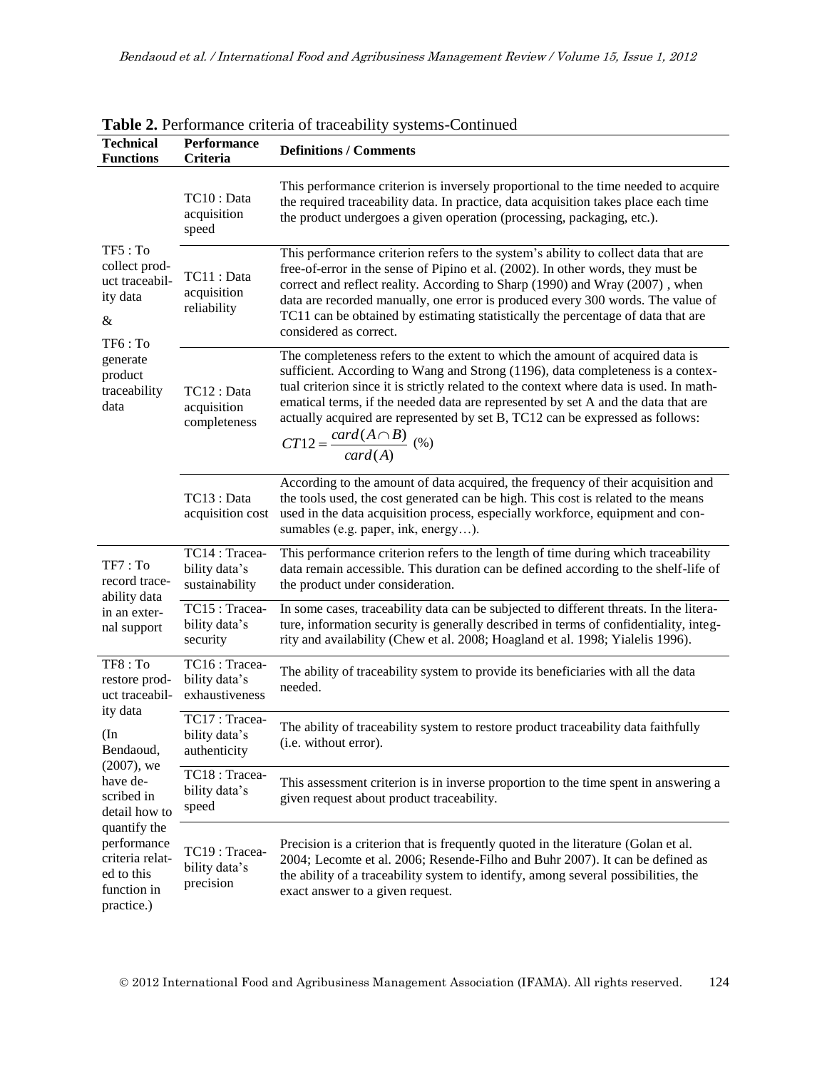**Table 2.** Performance criteria of traceability systems-Continued

| Technical Functions | Performance Criteria | Definitions / Comments |
|---|---|---|
| TF5 : To collect product traceability data & TF6 : To generate product traceability data | TC10 : Data acquisition speed | This performance criterion is inversely proportional to the time needed to acquire the required traceability data. In practice, data acquisition takes place each time the product undergoes a given operation (processing, packaging, etc.). |
| | TC11 : Data acquisition reliability | This performance criterion refers to the system's ability to collect data that are free-of-error in the sense of Pipino et al. (2002). In other words, they must be correct and reflect reality. According to Sharp (1990) and Wray (2007) , when data are recorded manually, one error is produced every 300 words. The value of TC11 can be obtained by estimating statistically the percentage of data that are considered as correct. |
| | TC12 : Data acquisition completeness | The completeness refers to the extent to which the amount of acquired data is sufficient. According to Wang and Strong (1196), data completeness is a contextual criterion since it is strictly related to the context where data is used. In mathematical terms, if the needed data are represented by set A and the data that are actually acquired are represented by set B, TC12 can be expressed as follows: $CT12 = \frac{card(A \cap B)}{card(A)}$ (%) |
| | TC13 : Data acquisition cost | According to the amount of data acquired, the frequency of their acquisition and the tools used, the cost generated can be high. This cost is related to the means used in the data acquisition process, especially workforce, equipment and consumables (e.g. paper, ink, energy…). |
| TF7 : To record traceability data in an external support | TC14 : Traceability data's sustainability | This performance criterion refers to the length of time during which traceability data remain accessible. This duration can be defined according to the shelf-life of the product under consideration. |
| | TC15 : Traceability data's security | In some cases, traceability data can be subjected to different threats. In the literature, information security is generally described in terms of confidentiality, integrity and availability (Chew et al. 2008; Hoagland et al. 1998; Yialelis 1996). |
| TF8 : To restore product traceability data (In Bendaoud, (2007), we have described in detail how to quantify the performance criteria related to this function in practice.) | TC16 : Traceability data's exhaustiveness | The ability of traceability system to provide its beneficiaries with all the data needed. |
| | TC17 : Traceability data's authenticity | The ability of traceability system to restore product traceability data faithfully (i.e. without error). |
| | TC18 : Traceability data's speed | This assessment criterion is in inverse proportion to the time spent in answering a given request about product traceability. |
| | TC19 : Traceability data's precision | Precision is a criterion that is frequently quoted in the literature (Golan et al. 2004; Lecomte et al. 2006; Resende-Filho and Buhr 2007). It can be defined as the ability of a traceability system to identify, among several possibilities, the exact answer to a given request. |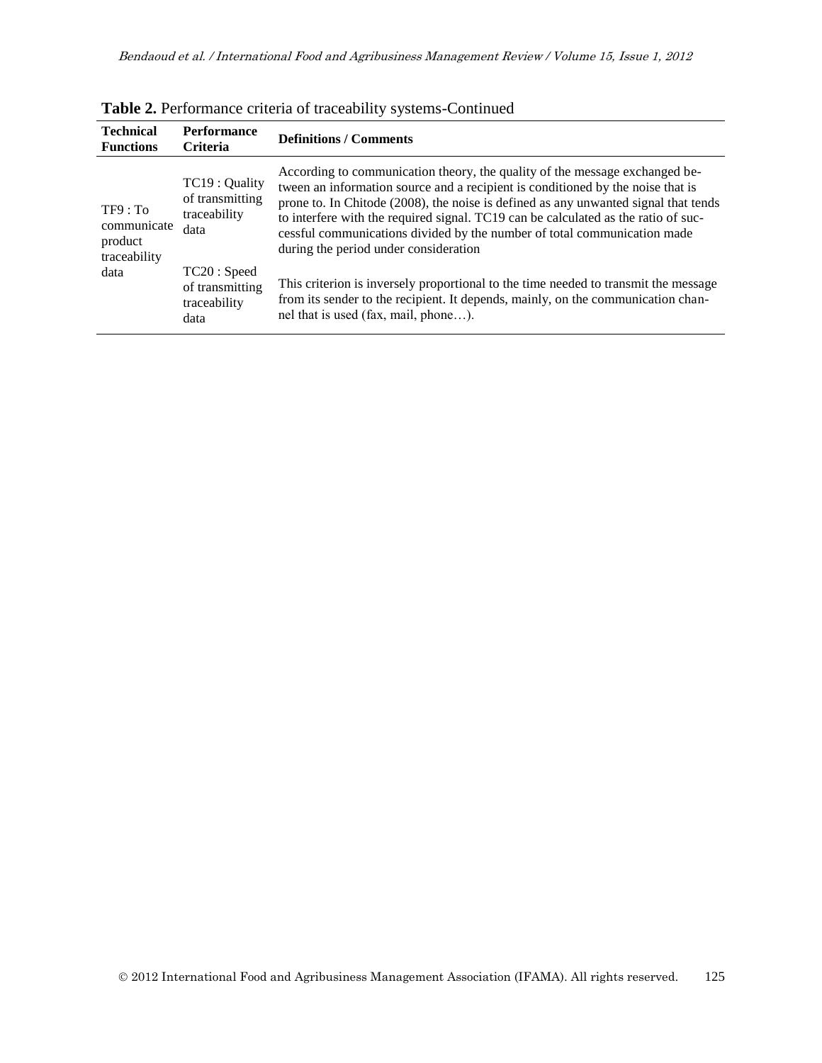**Table 2.** Performance criteria of traceability systems-Continued

| Technical Functions | Performance Criteria | Definitions / Comments |
|---|---|---|
| TF9 : To communicate product traceability data | TC19 : Quality of transmitting traceability data | According to communication theory, the quality of the message exchanged between an information source and a recipient is conditioned by the noise that is prone to. In Chitode (2008), the noise is defined as any unwanted signal that tends to interfere with the required signal. TC19 can be calculated as the ratio of successful communications divided by the number of total communication made during the period under consideration |
| | TC20 : Speed of transmitting traceability data | This criterion is inversely proportional to the time needed to transmit the message from its sender to the recipient. It depends, mainly, on the communication channel that is used (fax, mail, phone…). |

© 2012 International Food and Agribusiness Management Association (IFAMA). All rights reserved.